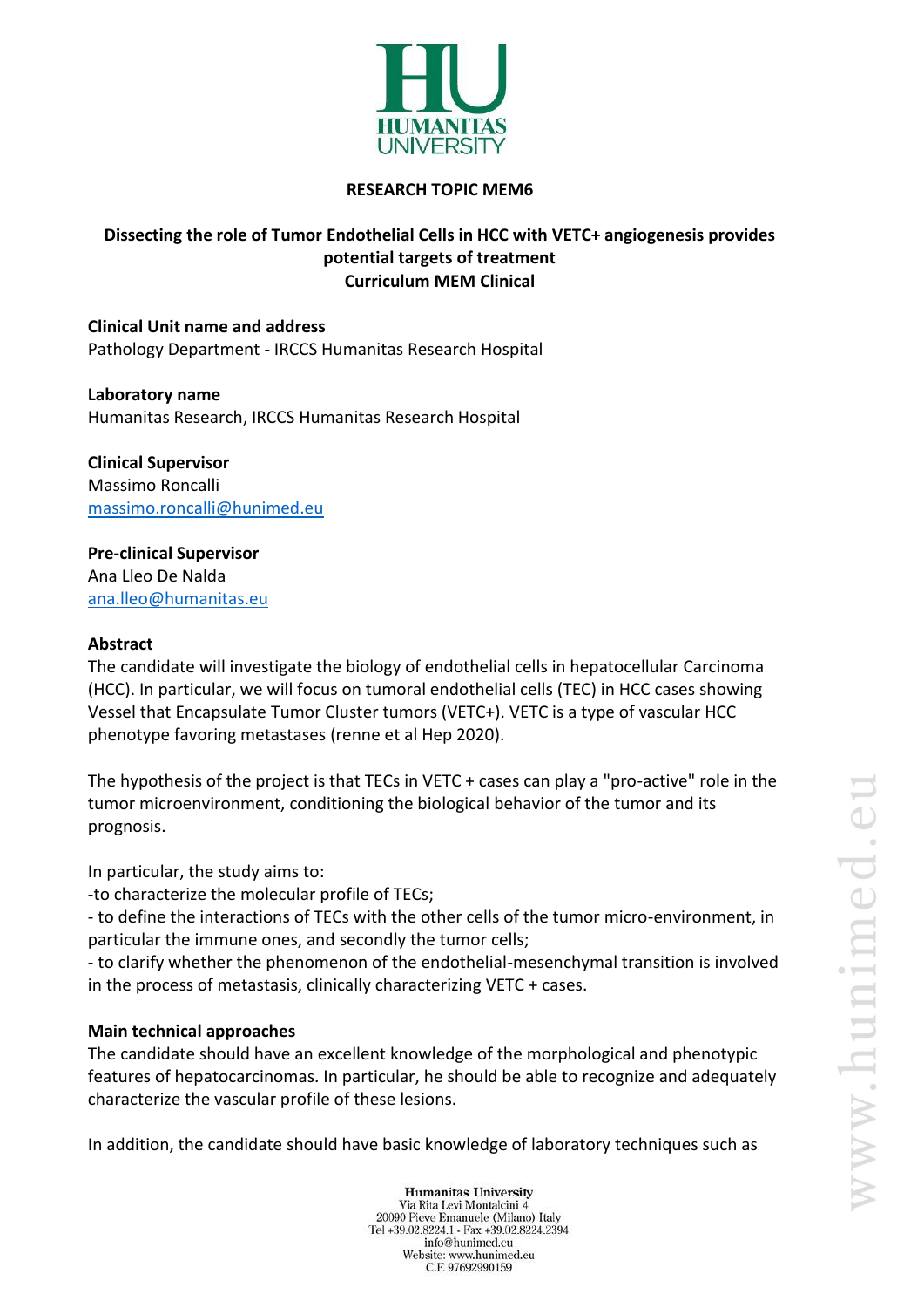# RESEARCH TOPIC MEM6

## Dissecting the role of Tumor Endothelial Cells in HCC with VETC+ angiogenesis provides potential targets of treatment
## Curriculum MEM Clinical

**Clinical Unit name and address**
Pathology Department - IRCCS Humanitas Research Hospital

**Laboratory name**
Humanitas Research, IRCCS Humanitas Research Hospital

**Clinical Supervisor**
Massimo Roncalli
massimo.roncalli@hunimed.eu

**Pre-clinical Supervisor**
Ana Lleo De Nalda
ana.lleo@humanitas.eu

**Abstract**

The candidate will investigate the biology of endothelial cells in hepatocellular Carcinoma (HCC). In particular, we will focus on tumoral endothelial cells (TEC) in HCC cases showing Vessel that Encapsulate Tumor Cluster tumors (VETC+). VETC is a type of vascular HCC phenotype favoring metastases (renne et al Hep 2020).

The hypothesis of the project is that TECs in VETC + cases can play a "pro-active" role in the tumor microenvironment, conditioning the biological behavior of the tumor and its prognosis.

In particular, the study aims to:
-to characterize the molecular profile of TECs;
- to define the interactions of TECs with the other cells of the tumor micro-environment, in particular the immune ones, and secondly the tumor cells;
- to clarify whether the phenomenon of the endothelial-mesenchymal transition is involved in the process of metastasis, clinically characterizing VETC + cases.

**Main technical approaches**

The candidate should have an excellent knowledge of the morphological and phenotypic features of hepatocarcinomas. In particular, he should be able to recognize and adequately characterize the vascular profile of these lesions.

In addition, the candidate should have basic knowledge of laboratory techniques such as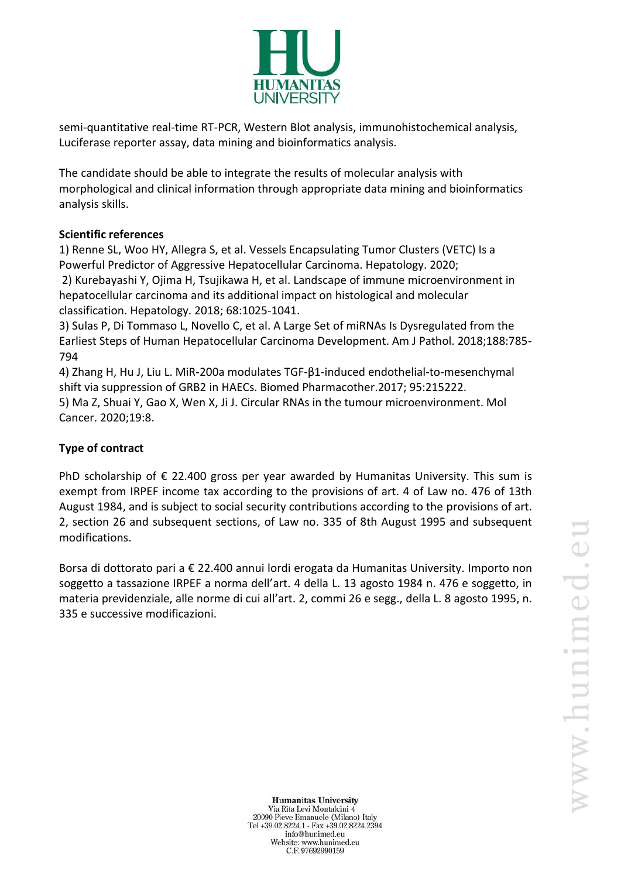semi-quantitative real-time RT-PCR, Western Blot analysis, immunohistochemical analysis, Luciferase reporter assay, data mining and bioinformatics analysis.

The candidate should be able to integrate the results of molecular analysis with morphological and clinical information through appropriate data mining and bioinformatics analysis skills.

**Scientific references**

1) Renne SL, Woo HY, Allegra S, et al. Vessels Encapsulating Tumor Clusters (VETC) Is a Powerful Predictor of Aggressive Hepatocellular Carcinoma. Hepatology. 2020;
2) Kurebayashi Y, Ojima H, Tsujikawa H, et al. Landscape of immune microenvironment in hepatocellular carcinoma and its additional impact on histological and molecular classification. Hepatology. 2018; 68:1025-1041.
3) Sulas P, Di Tommaso L, Novello C, et al. A Large Set of miRNAs Is Dysregulated from the Earliest Steps of Human Hepatocellular Carcinoma Development. Am J Pathol. 2018;188:785-794
4) Zhang H, Hu J, Liu L. MiR-200a modulates TGF-β1-induced endothelial-to-mesenchymal shift via suppression of GRB2 in HAECs. Biomed Pharmacother.2017; 95:215222.
5) Ma Z, Shuai Y, Gao X, Wen X, Ji J. Circular RNAs in the tumour microenvironment. Mol Cancer. 2020;19:8.

**Type of contract**

PhD scholarship of € 22.400 gross per year awarded by Humanitas University. This sum is exempt from IRPEF income tax according to the provisions of art. 4 of Law no. 476 of 13th August 1984, and is subject to social security contributions according to the provisions of art. 2, section 26 and subsequent sections, of Law no. 335 of 8th August 1995 and subsequent modifications.

Borsa di dottorato pari a € 22.400 annui lordi erogata da Humanitas University. Importo non soggetto a tassazione IRPEF a norma dell'art. 4 della L. 13 agosto 1984 n. 476 e soggetto, in materia previdenziale, alle norme di cui all'art. 2, commi 26 e segg., della L. 8 agosto 1995, n. 335 e successive modificazioni.